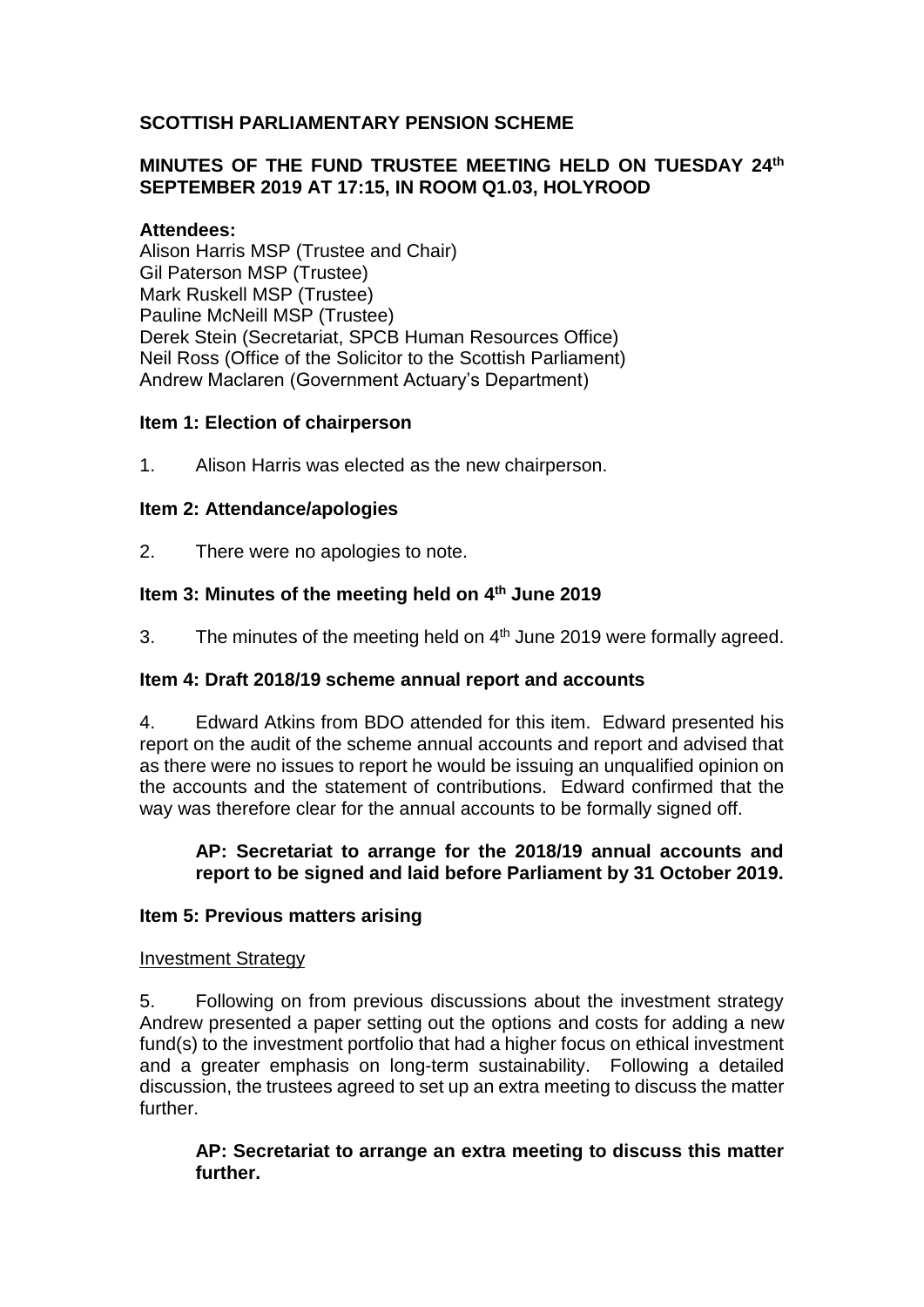**SCOTTISH PARLIAMENTARY PENSION SCHEME**

**MINUTES OF THE FUND TRUSTEE MEETING HELD ON TUESDAY 24th SEPTEMBER 2019 AT 17:15, IN ROOM Q1.03, HOLYROOD**

**Attendees:**
Alison Harris MSP (Trustee and Chair)
Gil Paterson MSP (Trustee)
Mark Ruskell MSP (Trustee)
Pauline McNeill MSP (Trustee)
Derek Stein (Secretariat, SPCB Human Resources Office)
Neil Ross (Office of the Solicitor to the Scottish Parliament)
Andrew Maclaren (Government Actuary's Department)

**Item 1: Election of chairperson**

1. Alison Harris was elected as the new chairperson.

**Item 2: Attendance/apologies**

2. There were no apologies to note.

**Item 3: Minutes of the meeting held on 4th June 2019**

3. The minutes of the meeting held on 4th June 2019 were formally agreed.

**Item 4: Draft 2018/19 scheme annual report and accounts**

4. Edward Atkins from BDO attended for this item. Edward presented his report on the audit of the scheme annual accounts and report and advised that as there were no issues to report he would be issuing an unqualified opinion on the accounts and the statement of contributions. Edward confirmed that the way was therefore clear for the annual accounts to be formally signed off.

> **AP: Secretariat to arrange for the 2018/19 annual accounts and report to be signed and laid before Parliament by 31 October 2019.**

**Item 5: Previous matters arising**

Investment Strategy

5. Following on from previous discussions about the investment strategy Andrew presented a paper setting out the options and costs for adding a new fund(s) to the investment portfolio that had a higher focus on ethical investment and a greater emphasis on long-term sustainability. Following a detailed discussion, the trustees agreed to set up an extra meeting to discuss the matter further.

> **AP: Secretariat to arrange an extra meeting to discuss this matter further.**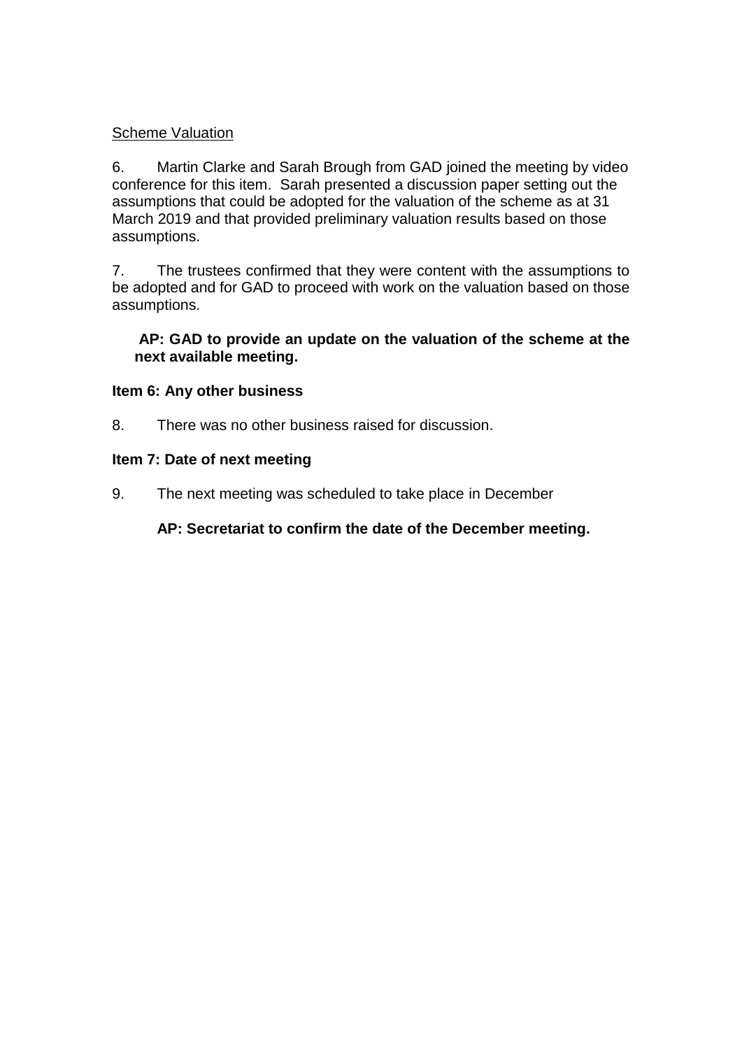Scheme Valuation

6. Martin Clarke and Sarah Brough from GAD joined the meeting by video conference for this item. Sarah presented a discussion paper setting out the assumptions that could be adopted for the valuation of the scheme as at 31 March 2019 and that provided preliminary valuation results based on those assumptions.

7. The trustees confirmed that they were content with the assumptions to be adopted and for GAD to proceed with work on the valuation based on those assumptions.

**AP: GAD to provide an update on the valuation of the scheme at the next available meeting.**

**Item 6: Any other business**

8. There was no other business raised for discussion.

**Item 7: Date of next meeting**

9. The next meeting was scheduled to take place in December

**AP: Secretariat to confirm the date of the December meeting.**